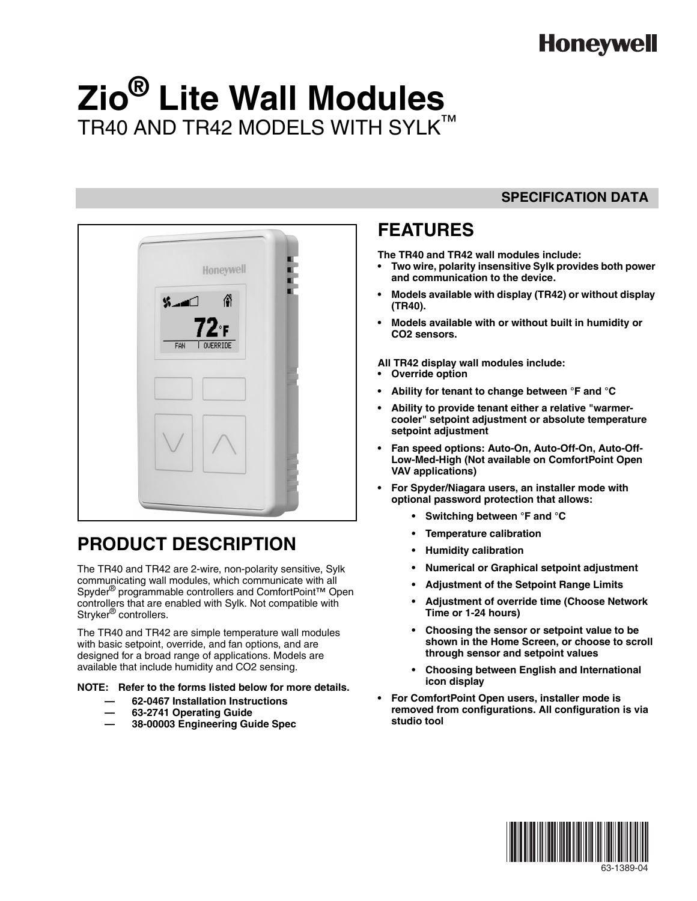Honeywell

# Zio® Lite Wall Modules

TR40 AND TR42 MODELS WITH SYLK™

**SPECIFICATION DATA**

## PRODUCT DESCRIPTION

The TR40 and TR42 are 2-wire, non-polarity sensitive, Sylk communicating wall modules, which communicate with all Spyder® programmable controllers and ComfortPoint™ Open controllers that are enabled with Sylk. Not compatible with Stryker® controllers.

The TR40 and TR42 are simple temperature wall modules with basic setpoint, override, and fan options, and are designed for a broad range of applications. Models are available that include humidity and CO2 sensing.

**NOTE: Refer to the forms listed below for more details.**

- **— 62-0467 Installation Instructions**
- **— 63-2741 Operating Guide**
- **— 38-00003 Engineering Guide Spec**

## FEATURES

**The TR40 and TR42 wall modules include:**

- **Two wire, polarity insensitive Sylk provides both power and communication to the device.**
- **Models available with display (TR42) or without display (TR40).**
- **Models available with or without built in humidity or CO2 sensors.**

**All TR42 display wall modules include:**

- **Override option**
- **Ability for tenant to change between °F and °C**
- **Ability to provide tenant either a relative "warmer-cooler" setpoint adjustment or absolute temperature setpoint adjustment**
- **Fan speed options: Auto-On, Auto-Off-On, Auto-Off-Low-Med-High (Not available on ComfortPoint Open VAV applications)**
- **For Spyder/Niagara users, an installer mode with optional password protection that allows:**
  - **Switching between °F and °C**
  - **Temperature calibration**
  - **Humidity calibration**
  - **Numerical or Graphical setpoint adjustment**
  - **Adjustment of the Setpoint Range Limits**
  - **Adjustment of override time (Choose Network Time or 1-24 hours)**
  - **Choosing the sensor or setpoint value to be shown in the Home Screen, or choose to scroll through sensor and setpoint values**
  - **Choosing between English and International icon display**
- **For ComfortPoint Open users, installer mode is removed from configurations. All configuration is via studio tool**

63-1389-04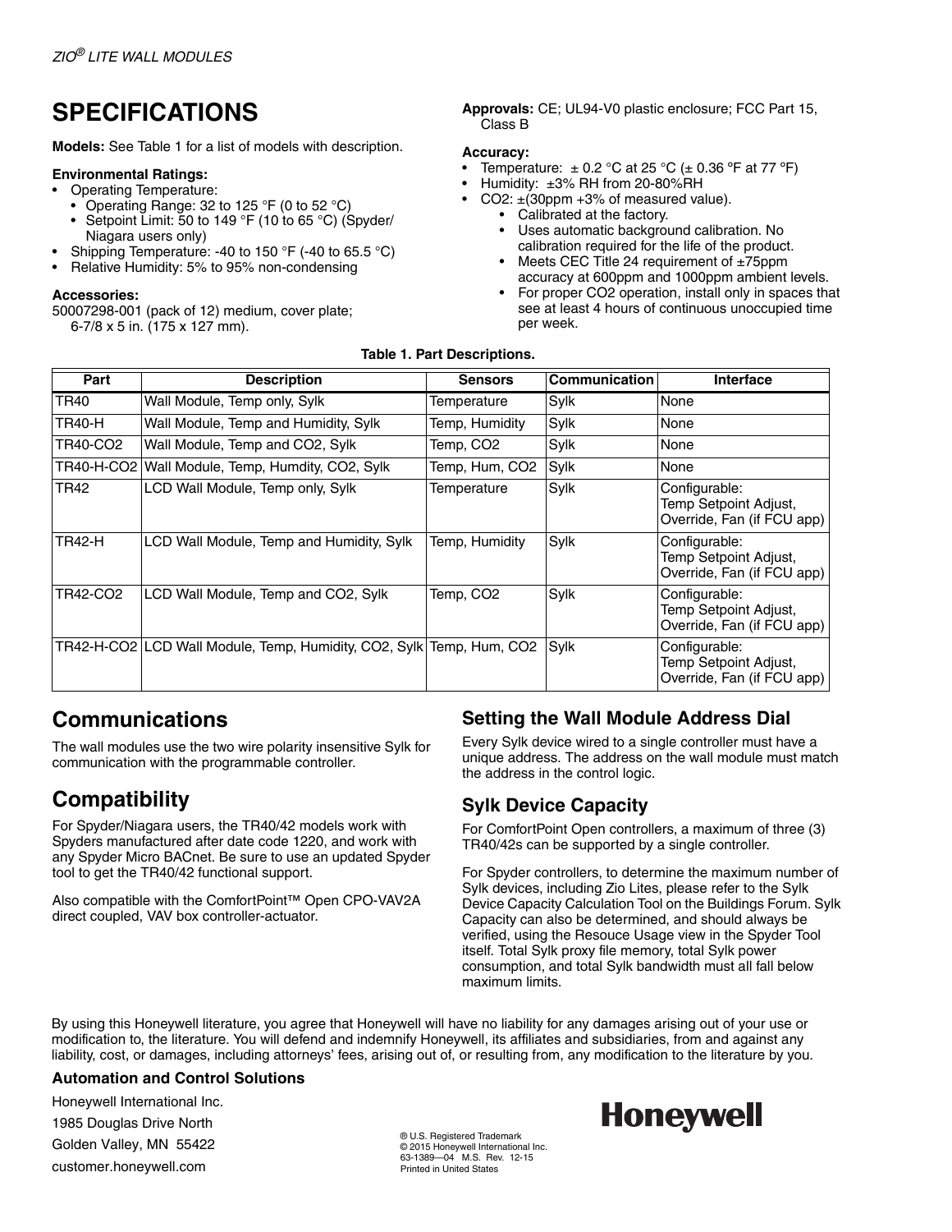# SPECIFICATIONS

**Models:** See Table 1 for a list of models with description.

**Environmental Ratings:**

- Operating Temperature:
  - Operating Range: 32 to 125 °F (0 to 52 °C)
  - Setpoint Limit: 50 to 149 °F (10 to 65 °C) (Spyder/ Niagara users only)
- Shipping Temperature: -40 to 150 °F (-40 to 65.5 °C)
- Relative Humidity: 5% to 95% non-condensing

**Accessories:**
50007298-001 (pack of 12) medium, cover plate; 6-7/8 x 5 in. (175 x 127 mm).

**Approvals:** CE; UL94-V0 plastic enclosure; FCC Part 15, Class B

**Accuracy:**

- Temperature: ± 0.2 °C at 25 °C (± 0.36 °F at 77 °F)
- Humidity: ±3% RH from 20-80%RH
- CO2: ±(30ppm +3% of measured value).
  - Calibrated at the factory.
  - Uses automatic background calibration. No calibration required for the life of the product.
  - Meets CEC Title 24 requirement of ±75ppm accuracy at 600ppm and 1000ppm ambient levels.
  - For proper CO2 operation, install only in spaces that see at least 4 hours of continuous unoccupied time per week.

**Table 1. Part Descriptions.**

| Part | Description | Sensors | Communication | Interface |
|---|---|---|---|---|
| TR40 | Wall Module, Temp only, Sylk | Temperature | Sylk | None |
| TR40-H | Wall Module, Temp and Humidity, Sylk | Temp, Humidity | Sylk | None |
| TR40-CO2 | Wall Module, Temp and CO2, Sylk | Temp, CO2 | Sylk | None |
| TR40-H-CO2 | Wall Module, Temp, Humdity, CO2, Sylk | Temp, Hum, CO2 | Sylk | None |
| TR42 | LCD Wall Module, Temp only, Sylk | Temperature | Sylk | Configurable: Temp Setpoint Adjust, Override, Fan (if FCU app) |
| TR42-H | LCD Wall Module, Temp and Humidity, Sylk | Temp, Humidity | Sylk | Configurable: Temp Setpoint Adjust, Override, Fan (if FCU app) |
| TR42-CO2 | LCD Wall Module, Temp and CO2, Sylk | Temp, CO2 | Sylk | Configurable: Temp Setpoint Adjust, Override, Fan (if FCU app) |
| TR42-H-CO2 | LCD Wall Module, Temp, Humidity, CO2, Sylk | Temp, Hum, CO2 | Sylk | Configurable: Temp Setpoint Adjust, Override, Fan (if FCU app) |

## Communications

The wall modules use the two wire polarity insensitive Sylk for communication with the programmable controller.

## Compatibility

For Spyder/Niagara users, the TR40/42 models work with Spyders manufactured after date code 1220, and work with any Spyder Micro BACnet. Be sure to use an updated Spyder tool to get the TR40/42 functional support.

Also compatible with the ComfortPoint™ Open CPO-VAV2A direct coupled, VAV box controller-actuator.

### Setting the Wall Module Address Dial

Every Sylk device wired to a single controller must have a unique address. The address on the wall module must match the address in the control logic.

### Sylk Device Capacity

For ComfortPoint Open controllers, a maximum of three (3) TR40/42s can be supported by a single controller.

For Spyder controllers, to determine the maximum number of Sylk devices, including Zio Lites, please refer to the Sylk Device Capacity Calculation Tool on the Buildings Forum. Sylk Capacity can also be determined, and should always be verified, using the Resouce Usage view in the Spyder Tool itself. Total Sylk proxy file memory, total Sylk power consumption, and total Sylk bandwidth must all fall below maximum limits.

By using this Honeywell literature, you agree that Honeywell will have no liability for any damages arising out of your use or modification to, the literature. You will defend and indemnify Honeywell, its affiliates and subsidiaries, from and against any liability, cost, or damages, including attorneys' fees, arising out of, or resulting from, any modification to the literature by you.

**Automation and Control Solutions**

Honeywell International Inc.
1985 Douglas Drive North
Golden Valley, MN 55422
customer.honeywell.com

® U.S. Registered Trademark
© 2015 Honeywell International Inc.
63-1389—04 M.S. Rev. 12-15
Printed in United States

**Honeywell**